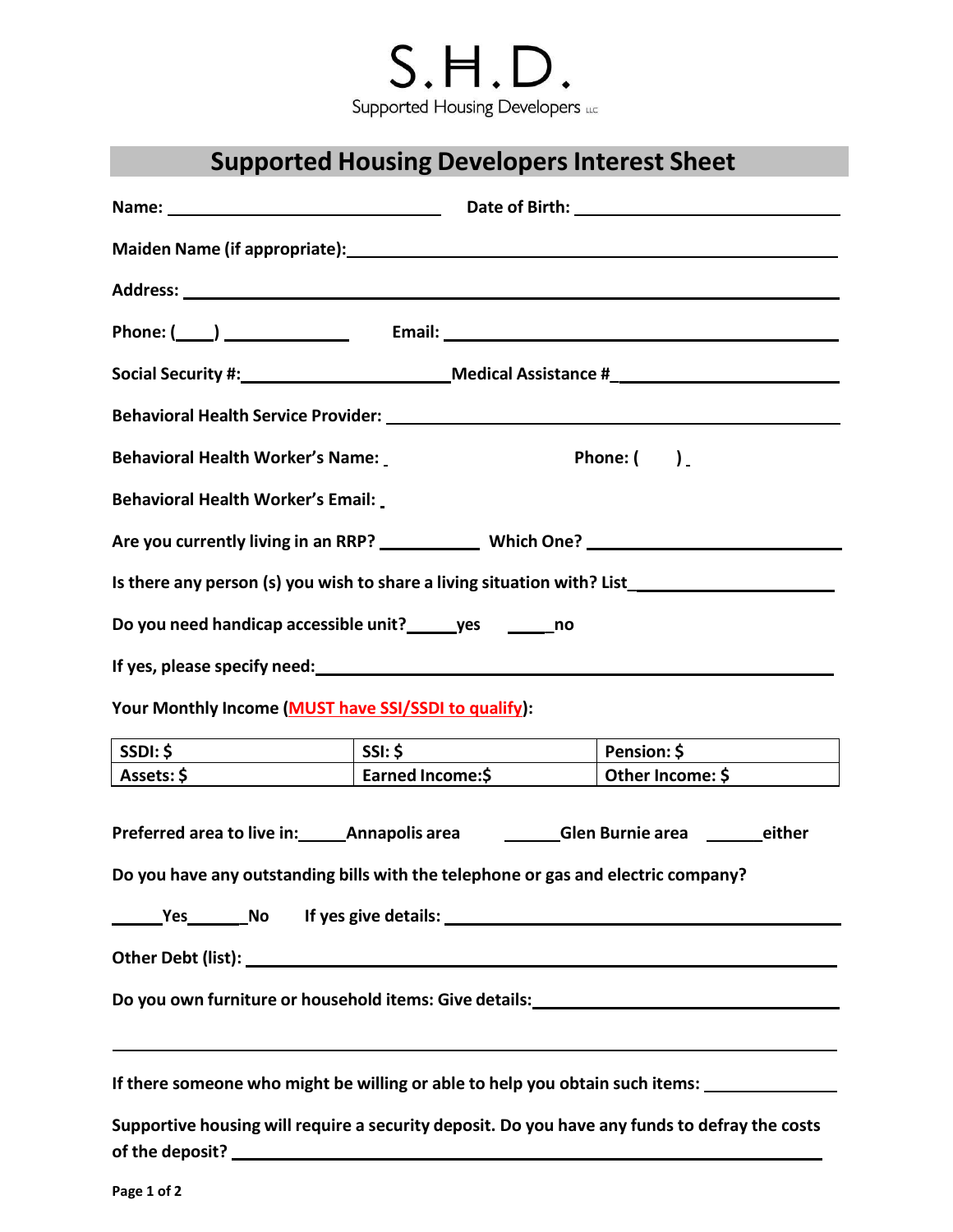S.H.D.

Supported Housing Developers LLC

# Supported Housing Developers Interest Sheet

**Name:** ______________________________ **Date of Birth:** ______________________________

**Maiden Name (if appropriate):** ______________________________________________

**Address:** ______________________________________________________________

**Phone: (____)** ______________ **Email:** ______________________________________

**Social Security #:** ______________________ **Medical Assistance #** ______________________

**Behavioral Health Service Provider:** _____________________________________________

**Behavioral Health Worker's Name:** _ **Phone: ( )** _

**Behavioral Health Worker's Email:** _

**Are you currently living in an RRP?** ___________ **Which One?** ______________________

**Is there any person (s) you wish to share a living situation with? List** ____________________

**Do you need handicap accessible unit?** _____ **yes** _____ **no**

**If yes, please specify need:** ______________________________________________

**Your Monthly Income (MUST have SSI/SSDI to qualify):**

| SSDI: $ | SSI: $ | Pension: $ |
|---|---|---|
| Assets: $ | Earned Income:$ | Other Income: $ |

**Preferred area to live in:** _____ **Annapolis area** ______ **Glen Burnie area** ______ **either**

**Do you have any outstanding bills with the telephone or gas and electric company?**

_____ **Yes** ______ **No** **If yes give details:** ______________________________________

**Other Debt (list):** ______________________________________________________

**Do you own furniture or household items: Give details:** ___________________________

______________________________________________________________________

**If there someone who might be willing or able to help you obtain such items:** _____________

**Supportive housing will require a security deposit. Do you have any funds to defray the costs of the deposit?** ______________________________________________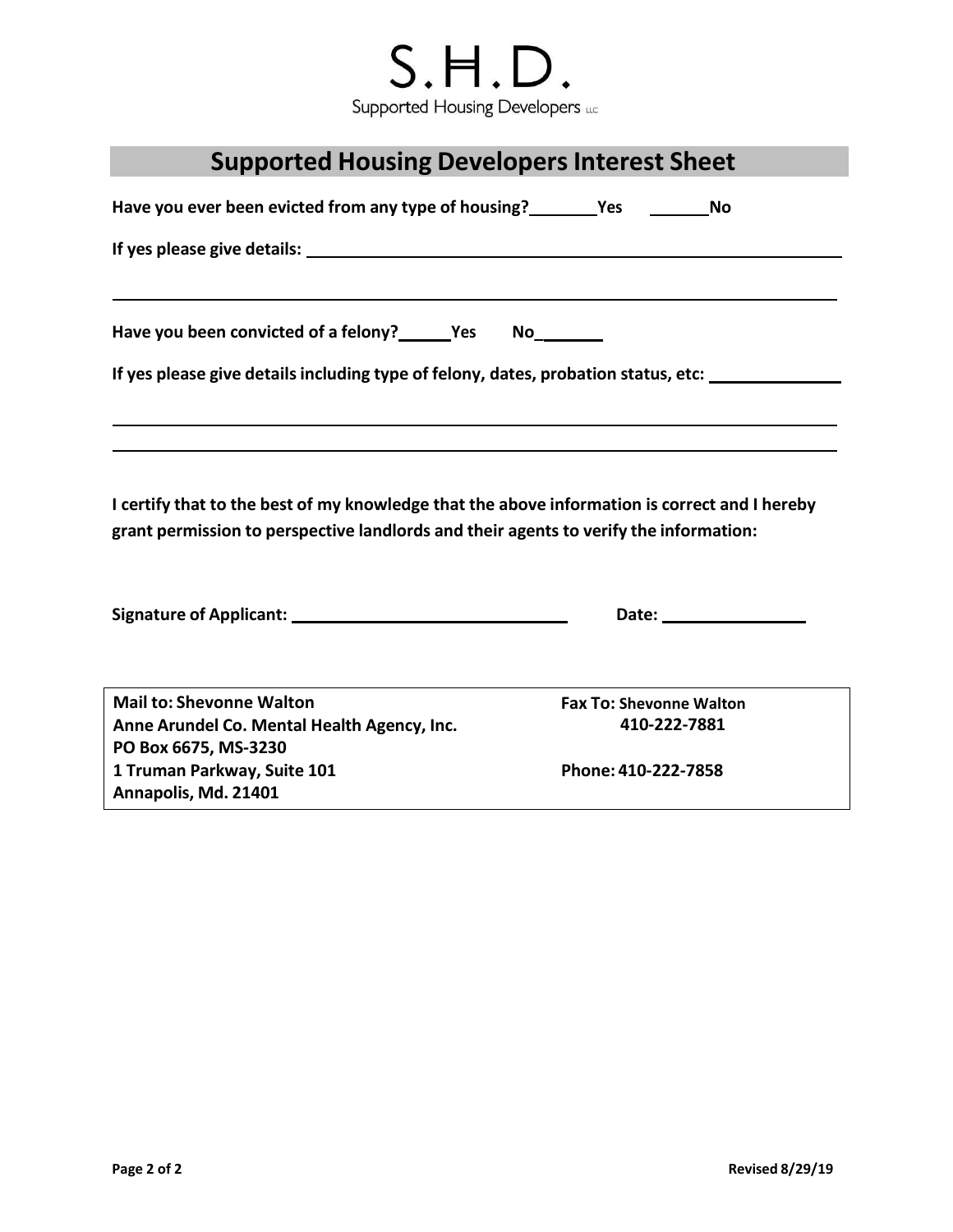S.H.D.
Supported Housing Developers LLC

# Supported Housing Developers Interest Sheet

**Have you ever been evicted from any type of housing?\_\_\_\_\_\_\_\_Yes \_\_\_\_\_\_\_No**

**If yes please give details:** \_\_\_\_\_\_\_\_\_\_\_\_\_\_\_\_\_\_\_\_\_\_\_\_\_\_\_\_\_\_\_\_\_\_\_\_\_\_\_\_\_\_\_\_\_\_\_\_\_\_\_\_\_\_\_\_\_\_\_\_

\_\_\_\_\_\_\_\_\_\_\_\_\_\_\_\_\_\_\_\_\_\_\_\_\_\_\_\_\_\_\_\_\_\_\_\_\_\_\_\_\_\_\_\_\_\_\_\_\_\_\_\_\_\_\_\_\_\_\_\_\_\_\_\_\_\_\_\_\_\_\_\_\_\_\_\_\_\_\_

**Have you been convicted of a felony?\_\_\_\_\_\_Yes No\_\_\_\_\_\_\_**

**If yes please give details including type of felony, dates, probation status, etc:** \_\_\_\_\_\_\_\_\_\_\_\_\_\_\_

\_\_\_\_\_\_\_\_\_\_\_\_\_\_\_\_\_\_\_\_\_\_\_\_\_\_\_\_\_\_\_\_\_\_\_\_\_\_\_\_\_\_\_\_\_\_\_\_\_\_\_\_\_\_\_\_\_\_\_\_\_\_\_\_\_\_\_\_\_\_\_\_\_\_\_\_\_\_\_

\_\_\_\_\_\_\_\_\_\_\_\_\_\_\_\_\_\_\_\_\_\_\_\_\_\_\_\_\_\_\_\_\_\_\_\_\_\_\_\_\_\_\_\_\_\_\_\_\_\_\_\_\_\_\_\_\_\_\_\_\_\_\_\_\_\_\_\_\_\_\_\_\_\_\_\_\_\_\_

**I certify that to the best of my knowledge that the above information is correct and I hereby grant permission to perspective landlords and their agents to verify the information:**

**Signature of Applicant:** \_\_\_\_\_\_\_\_\_\_\_\_\_\_\_\_\_\_\_\_\_\_\_\_\_\_\_\_\_\_\_\_ **Date:** \_\_\_\_\_\_\_\_\_\_\_\_\_\_\_\_\_

| **Mail to: Shevonne Walton**<br>**Anne Arundel Co. Mental Health Agency, Inc.**<br>**PO Box 6675, MS-3230**<br>**1 Truman Parkway, Suite 101**<br>**Annapolis, Md. 21401** | **Fax To: Shevonne Walton**<br>**410-222-7881**<br><br>**Phone: 410-222-7858** |
|---|---|

**Revised 8/29/19**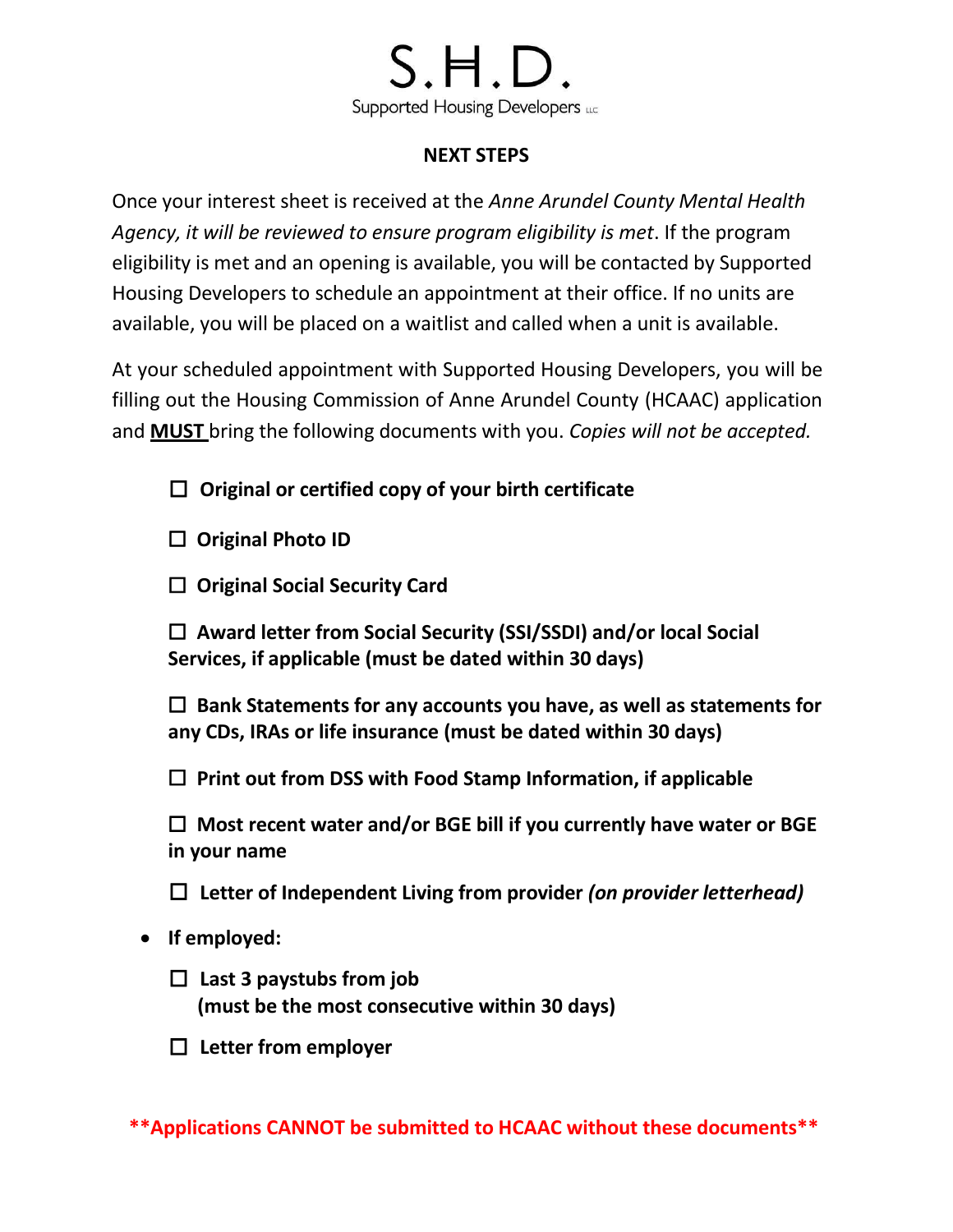S.H.D.

Supported Housing Developers LLC

## NEXT STEPS

Once your interest sheet is received at the *Anne Arundel County Mental Health Agency, it will be reviewed to ensure program eligibility is met*. If the program eligibility is met and an opening is available, you will be contacted by Supported Housing Developers to schedule an appointment at their office. If no units are available, you will be placed on a waitlist and called when a unit is available.

At your scheduled appointment with Supported Housing Developers, you will be filling out the Housing Commission of Anne Arundel County (HCAAC) application and **MUST** bring the following documents with you. *Copies will not be accepted.*

- ☐ **Original or certified copy of your birth certificate**
- ☐ **Original Photo ID**
- ☐ **Original Social Security Card**
- ☐ **Award letter from Social Security (SSI/SSDI) and/or local Social Services, if applicable (must be dated within 30 days)**
- ☐ **Bank Statements for any accounts you have, as well as statements for any CDs, IRAs or life insurance (must be dated within 30 days)**
- ☐ **Print out from DSS with Food Stamp Information, if applicable**
- ☐ **Most recent water and/or BGE bill if you currently have water or BGE in your name**
- ☐ **Letter of Independent Living from provider *(on provider letterhead)***

- **If employed:**
  - ☐ **Last 3 paystubs from job (must be the most consecutive within 30 days)**
  - ☐ **Letter from employer**

****Applications CANNOT be submitted to HCAAC without these documents****